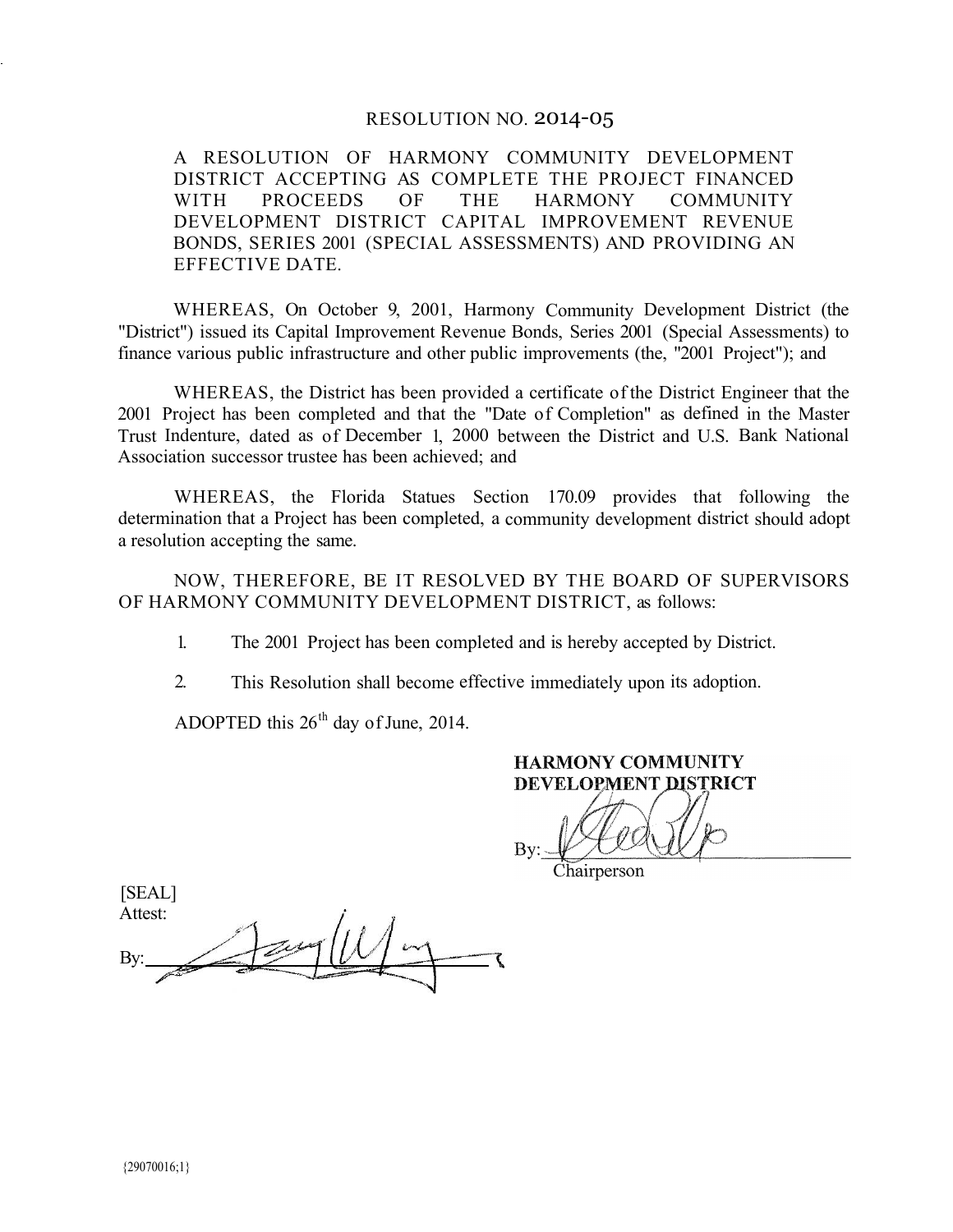# RESOLUTION NO. 2014-05

A RESOLUTION OF HARMONY COMMUNITY DEVELOPMENT DISTRICT ACCEPTING AS COMPLETE THE PROJECT FINANCED WITH PROCEEDS OF THE HARMONY COMMUNITY DEVELOPMENT DISTRICT CAPITAL IMPROVEMENT REVENUE BONDS, SERIES 2001 (SPECIAL ASSESSMENTS) AND PROVIDING AN EFFECTIVE DATE.

WHEREAS, On October 9, 2001, Harmony Community Development District (the "District") issued its Capital Improvement Revenue Bonds, Series 2001 (Special Assessments) to finance various public infrastructure and other public improvements (the, "2001 Project"); and

WHEREAS, the District has been provided a certificate of the District Engineer that the 2001 Project has been completed and that the "Date of Completion" as defined in the Master Trust Indenture, dated as of December 1, 2000 between the District and U.S. Bank National Association successor trustee has been achieved; and

WHEREAS, the Florida Statues Section 170.09 provides that following the determination that a Project has been completed, a community development district should adopt a resolution accepting the same.

NOW, THEREFORE, BE IT RESOLVED BY THE BOARD OF SUPERVISORS OF HARMONY COMMUNITY DEVELOPMENT DISTRICT, as follows:

1. The 2001 Project has been completed and is hereby accepted by District.
2. This Resolution shall become effective immediately upon its adoption.

ADOPTED this 26th day of June, 2014.

**HARMONY COMMUNITY DEVELOPMENT DISTRICT**

By: ______________________
Chairperson

[SEAL]
Attest:

By: ______________________

{29070016;1}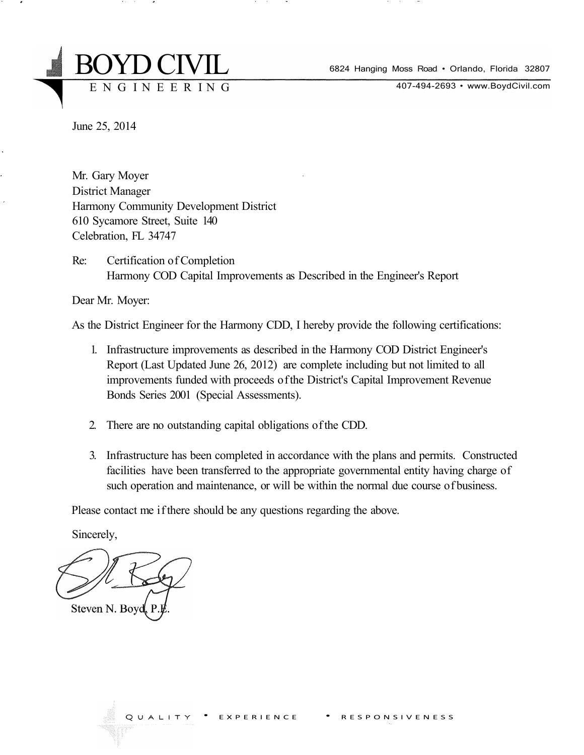# BOYD CIVIL
ENGINEERING

6824 Hanging Moss Road • Orlando, Florida 32807
407-494-2693 • www.BoydCivil.com

June 25, 2014

Mr. Gary Moyer
District Manager
Harmony Community Development District
610 Sycamore Street, Suite 140
Celebration, FL 34747

Re: Certification of Completion
Harmony COD Capital Improvements as Described in the Engineer's Report

Dear Mr. Moyer:

As the District Engineer for the Harmony CDD, I hereby provide the following certifications:

1. Infrastructure improvements as described in the Harmony COD District Engineer's Report (Last Updated June 26, 2012) are complete including but not limited to all improvements funded with proceeds of the District's Capital Improvement Revenue Bonds Series 2001 (Special Assessments).

2. There are no outstanding capital obligations of the CDD.

3. Infrastructure has been completed in accordance with the plans and permits. Constructed facilities have been transferred to the appropriate governmental entity having charge of such operation and maintenance, or will be within the normal due course of business.

Please contact me if there should be any questions regarding the above.

Sincerely,

Steven N. Boyd, P.E.

QUALITY • EXPERIENCE • RESPONSIVENESS